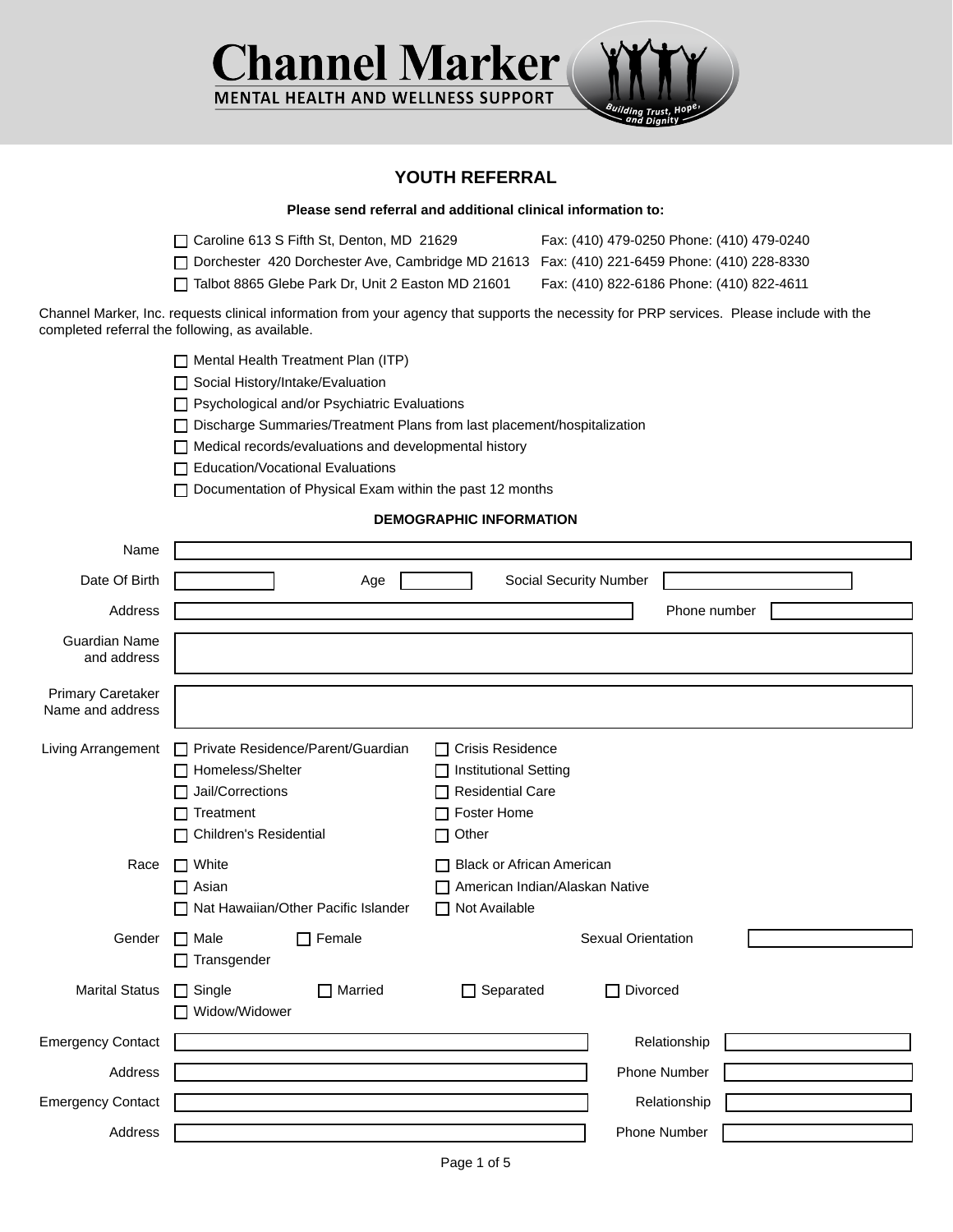# Channel Marker

MENTAL HEALTH AND WELLNESS SUPPORT

*Building Trust, Hope, and Dignity*

## YOUTH REFERRAL

**Please send referral and additional clinical information to:**

- ☐ Caroline 613 S Fifth St, Denton, MD 21629 — Fax: (410) 479-0250 Phone: (410) 479-0240
- ☐ Dorchester 420 Dorchester Ave, Cambridge MD 21613 — Fax: (410) 221-6459 Phone: (410) 228-8330
- ☐ Talbot 8865 Glebe Park Dr, Unit 2 Easton MD 21601 — Fax: (410) 822-6186 Phone: (410) 822-4611

Channel Marker, Inc. requests clinical information from your agency that supports the necessity for PRP services. Please include with the completed referral the following, as available.

- ☐ Mental Health Treatment Plan (ITP)
- ☐ Social History/Intake/Evaluation
- ☐ Psychological and/or Psychiatric Evaluations
- ☐ Discharge Summaries/Treatment Plans from last placement/hospitalization
- ☐ Medical records/evaluations and developmental history
- ☐ Education/Vocational Evaluations
- ☐ Documentation of Physical Exam within the past 12 months

### DEMOGRAPHIC INFORMATION

Name: ____________________

Date Of Birth: __________ Age: ______ Social Security Number: __________

Address: ____________________ Phone number: __________

Guardian Name and address: ____________________

Primary Caretaker Name and address: ____________________

Living Arrangement:
- ☐ Private Residence/Parent/Guardian
- ☐ Crisis Residence
- ☐ Homeless/Shelter
- ☐ Institutional Setting
- ☐ Jail/Corrections
- ☐ Residential Care
- ☐ Treatment
- ☐ Foster Home
- ☐ Children's Residential
- ☐ Other

Race:
- ☐ White
- ☐ Black or African American
- ☐ Asian
- ☐ American Indian/Alaskan Native
- ☐ Nat Hawaiian/Other Pacific Islander
- ☐ Not Available

Gender: ☐ Male ☐ Female ☐ Transgender

Sexual Orientation: __________

Marital Status: ☐ Single ☐ Married ☐ Separated ☐ Divorced ☐ Widow/Widower

Emergency Contact: ____________________ Relationship: __________

Address: ____________________ Phone Number: __________

Emergency Contact: ____________________ Relationship: __________

Address: ____________________ Phone Number: __________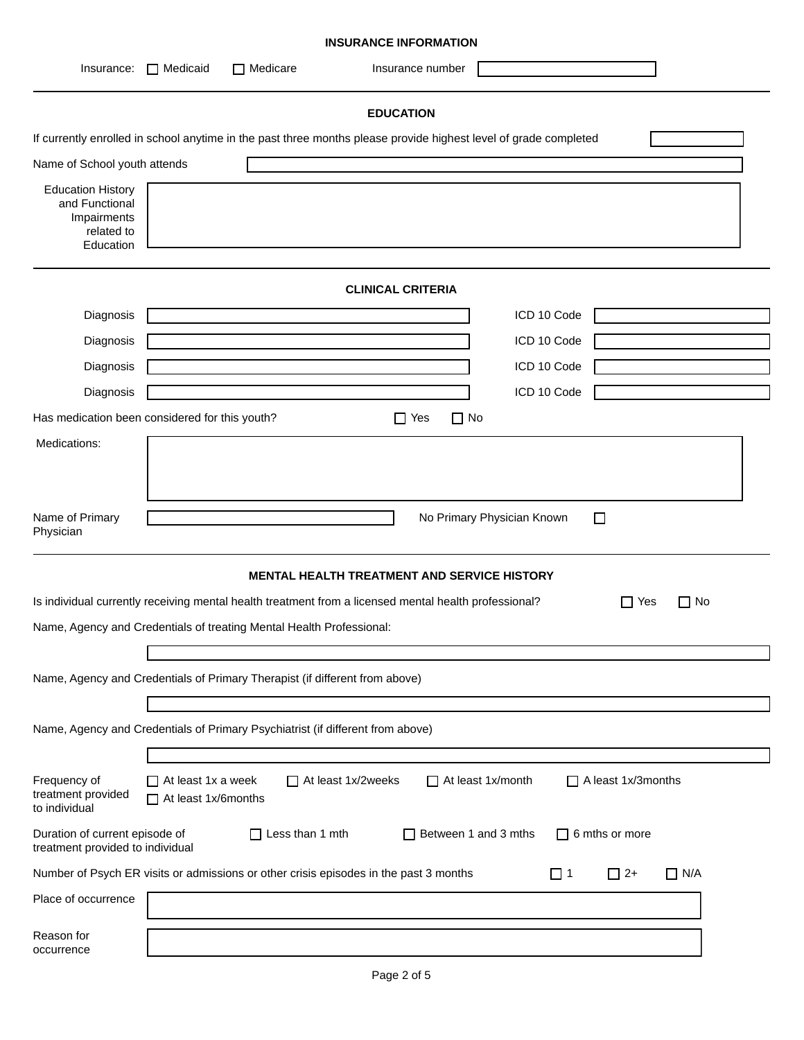## INSURANCE INFORMATION

Insurance: ☐ Medicaid ☐ Medicare Insurance number ____________________

## EDUCATION

If currently enrolled in school anytime in the past three months please provide highest level of grade completed ____________

Name of School youth attends ____________________

Education History and Functional Impairments related to Education ____________________

## CLINICAL CRITERIA

| Diagnosis | | ICD 10 Code | |
|---|---|---|---|
| Diagnosis | | ICD 10 Code | |
| Diagnosis | | ICD 10 Code | |
| Diagnosis | | ICD 10 Code | |

Has medication been considered for this youth? ☐ Yes ☐ No

Medications: ____________________

Name of Primary Physician ____________________ No Primary Physician Known ☐

## MENTAL HEALTH TREATMENT AND SERVICE HISTORY

Is individual currently receiving mental health treatment from a licensed mental health professional? ☐ Yes ☐ No

Name, Agency and Credentials of treating Mental Health Professional:

____________________

Name, Agency and Credentials of Primary Therapist (if different from above)

____________________

Name, Agency and Credentials of Primary Psychiatrist (if different from above)

____________________

Frequency of treatment provided to individual ☐ At least 1x a week ☐ At least 1x/2weeks ☐ At least 1x/month ☐ A least 1x/3months ☐ At least 1x/6months

Duration of current episode of treatment provided to individual ☐ Less than 1 mth ☐ Between 1 and 3 mths ☐ 6 mths or more

Number of Psych ER visits or admissions or other crisis episodes in the past 3 months ☐ 1 ☐ 2+ ☐ N/A

Place of occurrence ____________________

Reason for occurrence ____________________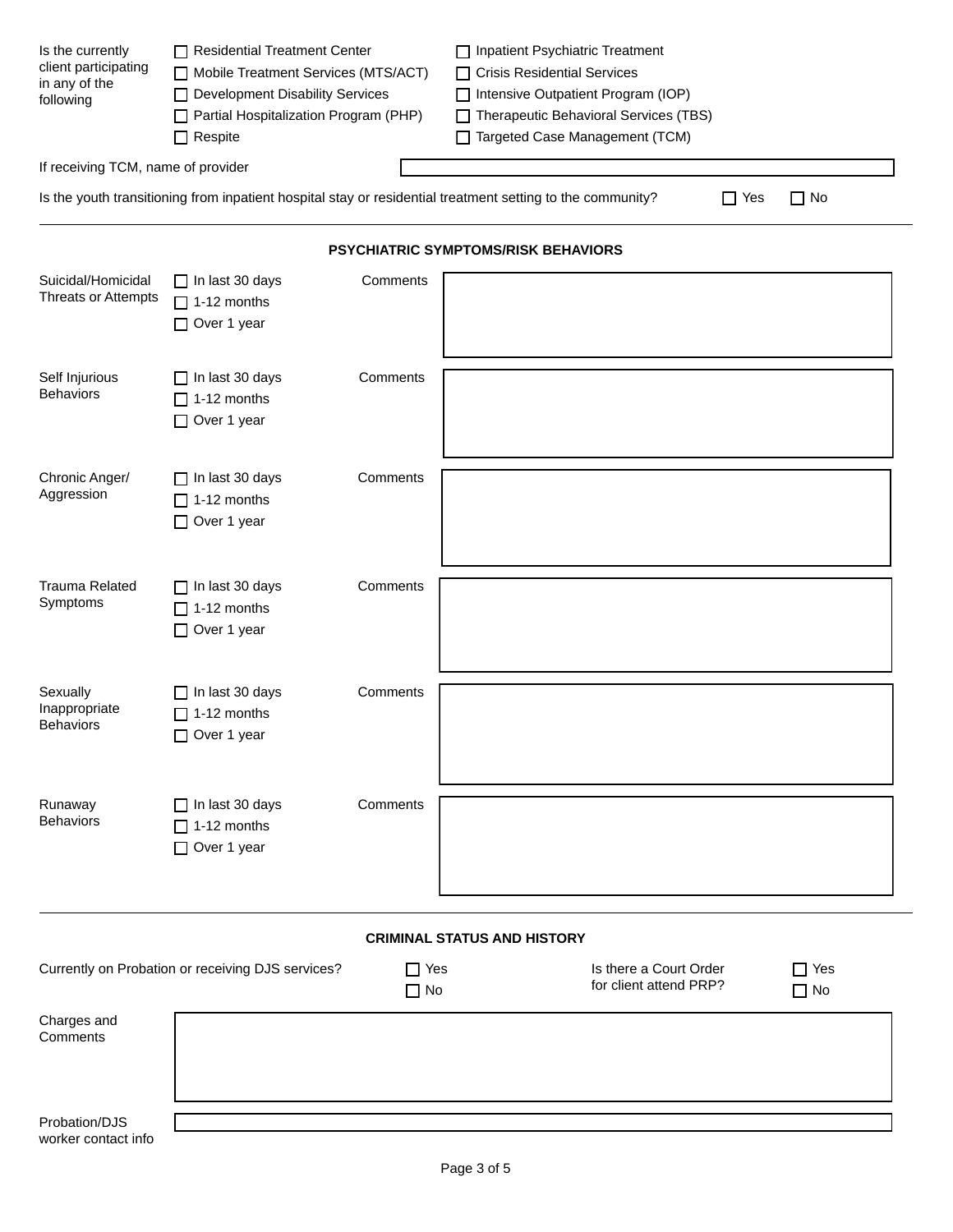Is the currently client participating in any of the following

- ☐ Residential Treatment Center
- ☐ Mobile Treatment Services (MTS/ACT)
- ☐ Development Disability Services
- ☐ Partial Hospitalization Program (PHP)
- ☐ Respite
- ☐ Inpatient Psychiatric Treatment
- ☐ Crisis Residential Services
- ☐ Intensive Outpatient Program (IOP)
- ☐ Therapeutic Behavioral Services (TBS)
- ☐ Targeted Case Management (TCM)

If receiving TCM, name of provider ______________________

Is the youth transitioning from inpatient hospital stay or residential treatment setting to the community? ☐ Yes ☐ No

## PSYCHIATRIC SYMPTOMS/RISK BEHAVIORS

| Behavior | Timeframe | Comments |
|---|---|---|
| Suicidal/Homicidal Threats or Attempts | ☐ In last 30 days<br>☐ 1-12 months<br>☐ Over 1 year | |
| Self Injurious Behaviors | ☐ In last 30 days<br>☐ 1-12 months<br>☐ Over 1 year | |
| Chronic Anger/ Aggression | ☐ In last 30 days<br>☐ 1-12 months<br>☐ Over 1 year | |
| Trauma Related Symptoms | ☐ In last 30 days<br>☐ 1-12 months<br>☐ Over 1 year | |
| Sexually Inappropriate Behaviors | ☐ In last 30 days<br>☐ 1-12 months<br>☐ Over 1 year | |
| Runaway Behaviors | ☐ In last 30 days<br>☐ 1-12 months<br>☐ Over 1 year | |

## CRIMINAL STATUS AND HISTORY

Currently on Probation or receiving DJS services? ☐ Yes ☐ No

Is there a Court Order for client attend PRP? ☐ Yes ☐ No

Charges and Comments ______________________

Probation/DJS worker contact info ______________________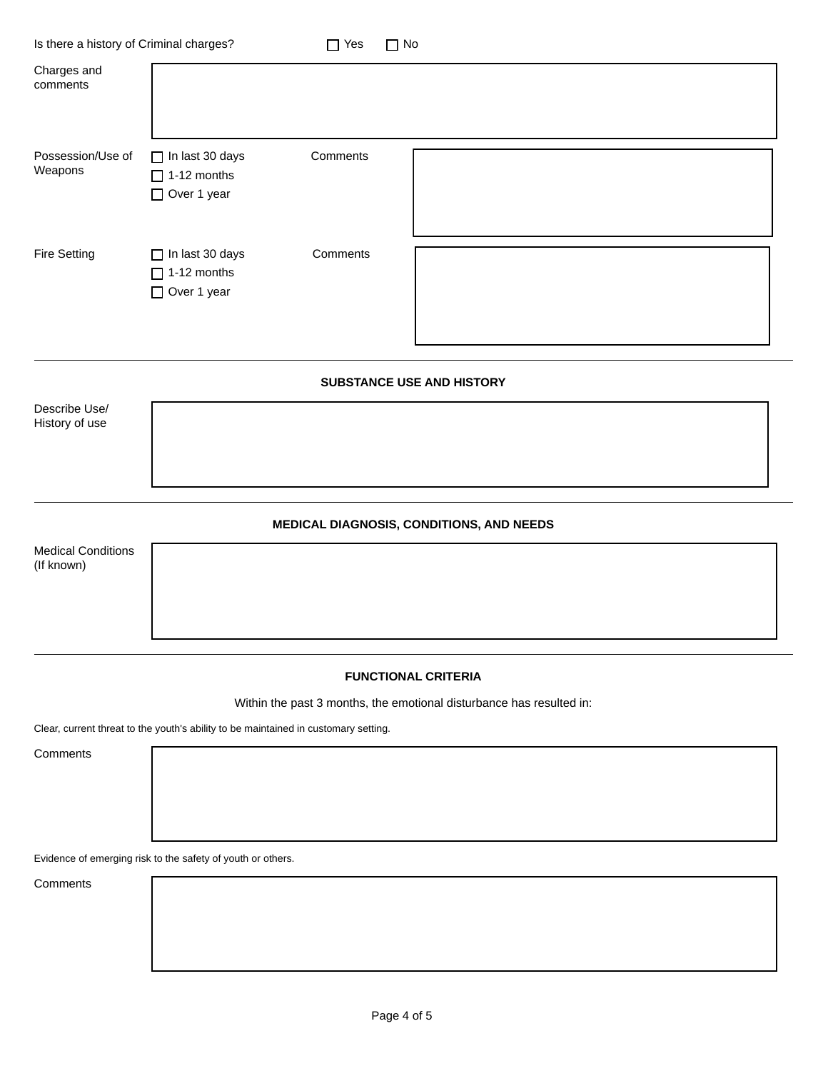Is there a history of Criminal charges? ☐ Yes ☐ No

Charges and comments

Possession/Use of Weapons
☐ In last 30 days
☐ 1-12 months
☐ Over 1 year

Comments

Fire Setting
☐ In last 30 days
☐ 1-12 months
☐ Over 1 year

Comments

---

## SUBSTANCE USE AND HISTORY

Describe Use/ History of use

---

## MEDICAL DIAGNOSIS, CONDITIONS, AND NEEDS

Medical Conditions (If known)

---

## FUNCTIONAL CRITERIA

Within the past 3 months, the emotional disturbance has resulted in:

Clear, current threat to the youth's ability to be maintained in customary setting.

Comments

Evidence of emerging risk to the safety of youth or others.

Comments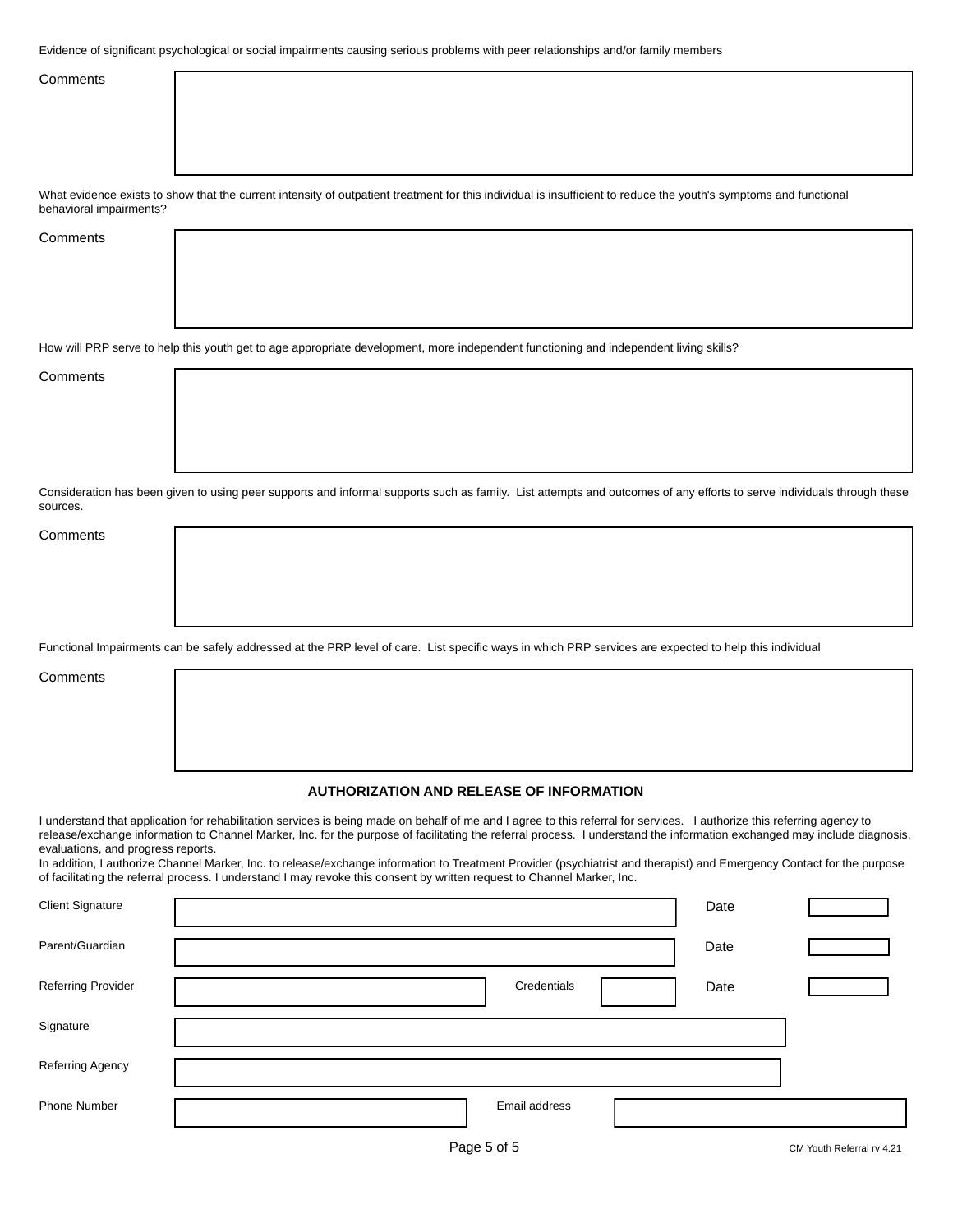Evidence of significant psychological or social impairments causing serious problems with peer relationships and/or family members

Comments

What evidence exists to show that the current intensity of outpatient treatment for this individual is insufficient to reduce the youth's symptoms and functional behavioral impairments?

Comments

How will PRP serve to help this youth get to age appropriate development, more independent functioning and independent living skills?

Comments

Consideration has been given to using peer supports and informal supports such as family. List attempts and outcomes of any efforts to serve individuals through these sources.

Comments

Functional Impairments can be safely addressed at the PRP level of care. List specific ways in which PRP services are expected to help this individual

Comments

## AUTHORIZATION AND RELEASE OF INFORMATION

I understand that application for rehabilitation services is being made on behalf of me and I agree to this referral for services. I authorize this referring agency to release/exchange information to Channel Marker, Inc. for the purpose of facilitating the referral process. I understand the information exchanged may include diagnosis, evaluations, and progress reports.
In addition, I authorize Channel Marker, Inc. to release/exchange information to Treatment Provider (psychiatrist and therapist) and Emergency Contact for the purpose of facilitating the referral process. I understand I may revoke this consent by written request to Channel Marker, Inc.

Client Signature | Date

Parent/Guardian | Date

Referring Provider | Credentials | Date

Signature

Referring Agency

Phone Number | Email address

CM Youth Referral rv 4.21